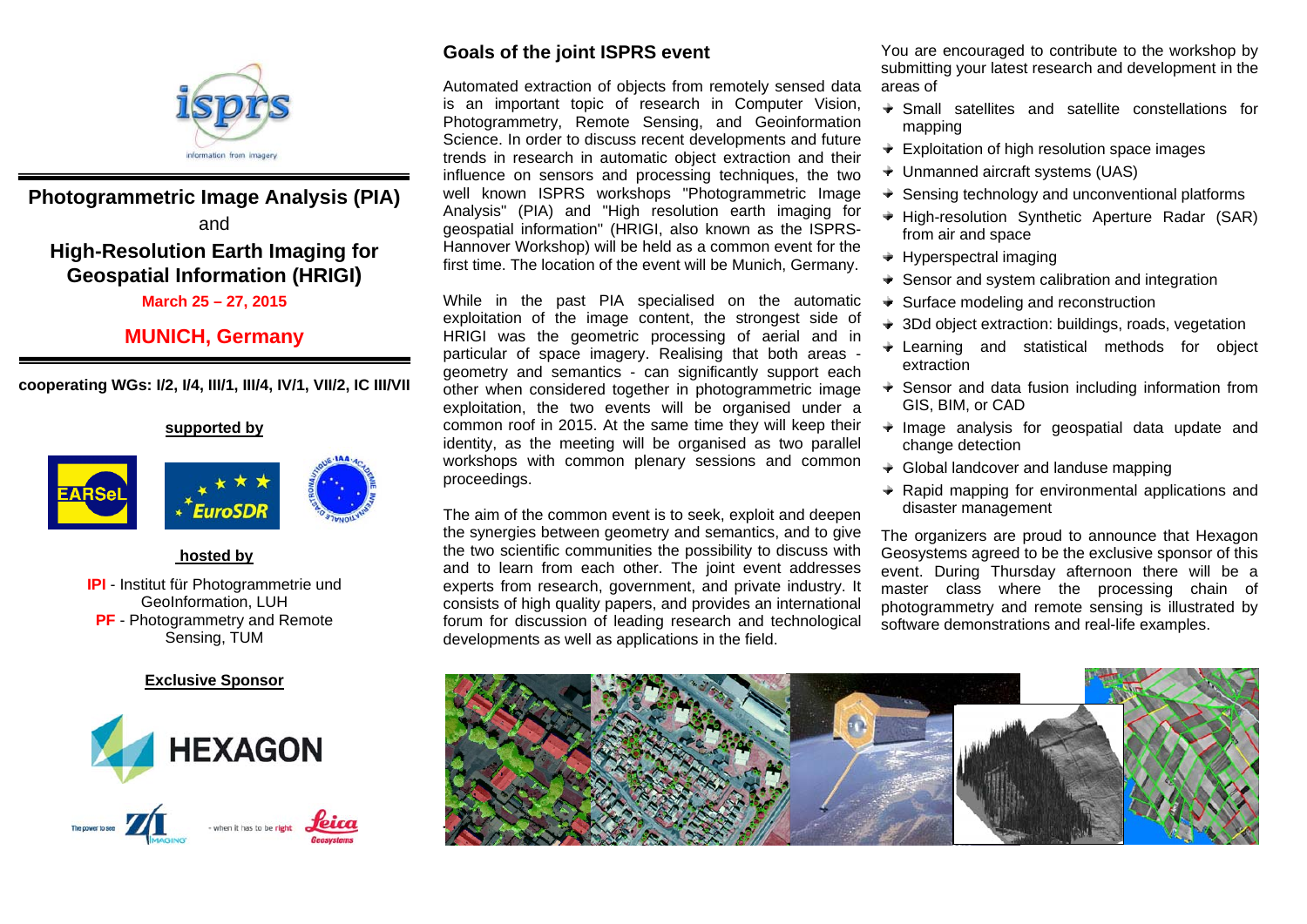# Photogrammetric Image Analysis (PIA)

and

# High-Resolution Earth Imaging for Geospatial Information (HRIGI)

**March 25 – 27, 2015**

## MUNICH, Germany

**cooperating WGs: I/2, I/4, III/1, III/4, IV/1, VII/2, IC III/VII**

**supported by**

**hosted by**

**IPI** - Institut für Photogrammetrie und GeoInformation, LUH

**PF** - Photogrammetry and Remote Sensing, TUM

**Exclusive Sponsor**

## Goals of the joint ISPRS event

Automated extraction of objects from remotely sensed data is an important topic of research in Computer Vision, Photogrammetry, Remote Sensing, and Geoinformation Science. In order to discuss recent developments and future trends in research in automatic object extraction and their influence on sensors and processing techniques, the two well known ISPRS workshops "Photogrammetric Image Analysis" (PIA) and "High resolution earth imaging for geospatial information" (HRIGI, also known as the ISPRS-Hannover Workshop) will be held as a common event for the first time. The location of the event will be Munich, Germany.

While in the past PIA specialised on the automatic exploitation of the image content, the strongest side of HRIGI was the geometric processing of aerial and in particular of space imagery. Realising that both areas - geometry and semantics - can significantly support each other when considered together in photogrammetric image exploitation, the two events will be organised under a common roof in 2015. At the same time they will keep their identity, as the meeting will be organised as two parallel workshops with common plenary sessions and common proceedings.

The aim of the common event is to seek, exploit and deepen the synergies between geometry and semantics, and to give the two scientific communities the possibility to discuss with and to learn from each other. The joint event addresses experts from research, government, and private industry. It consists of high quality papers, and provides an international forum for discussion of leading research and technological developments as well as applications in the field.

You are encouraged to contribute to the workshop by submitting your latest research and development in the areas of

- Small satellites and satellite constellations for mapping
- Exploitation of high resolution space images
- Unmanned aircraft systems (UAS)
- Sensing technology and unconventional platforms
- High-resolution Synthetic Aperture Radar (SAR) from air and space
- Hyperspectral imaging
- Sensor and system calibration and integration
- Surface modeling and reconstruction
- 3Dd object extraction: buildings, roads, vegetation
- Learning and statistical methods for object extraction
- Sensor and data fusion including information from GIS, BIM, or CAD
- Image analysis for geospatial data update and change detection
- Global landcover and landuse mapping
- Rapid mapping for environmental applications and disaster management

The organizers are proud to announce that Hexagon Geosystems agreed to be the exclusive sponsor of this event. During Thursday afternoon there will be a master class where the processing chain of photogrammetry and remote sensing is illustrated by software demonstrations and real-life examples.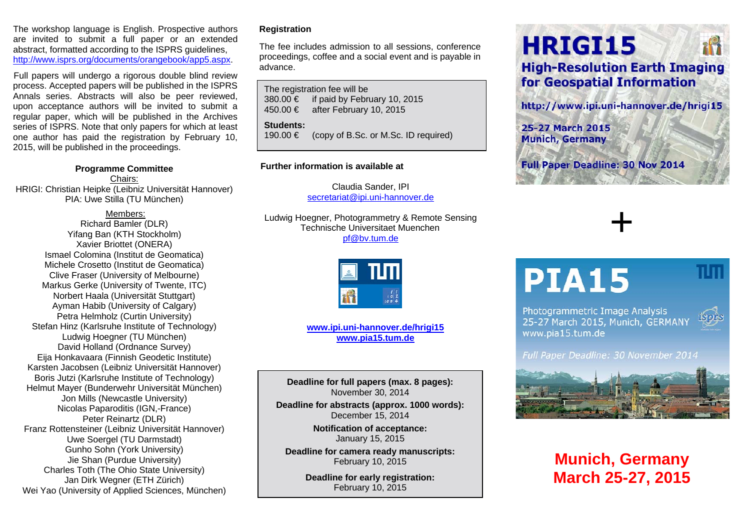The workshop language is English. Prospective authors are invited to submit a full paper or an extended abstract, formatted according to the ISPRS guidelines, http://www.isprs.org/documents/orangebook/app5.aspx.

Full papers will undergo a rigorous double blind review process. Accepted papers will be published in the ISPRS Annals series. Abstracts will also be peer reviewed, upon acceptance authors will be invited to submit a regular paper, which will be published in the Archives series of ISPRS. Note that only papers for which at least one author has paid the registration by February 10, 2015, will be published in the proceedings.

**Programme Committee**

Chairs:

HRIGI: Christian Heipke (Leibniz Universität Hannover)
PIA: Uwe Stilla (TU München)

Members:

Richard Bamler (DLR)
Yifang Ban (KTH Stockholm)
Xavier Briottet (ONERA)
Ismael Colomina (Institut de Geomatica)
Michele Crosetto (Institut de Geomatica)
Clive Fraser (University of Melbourne)
Markus Gerke (University of Twente, ITC)
Norbert Haala (Universität Stuttgart)
Ayman Habib (University of Calgary)
Petra Helmholz (Curtin University)
Stefan Hinz (Karlsruhe Institute of Technology)
Ludwig Hoegner (TU München)
David Holland (Ordnance Survey)
Eija Honkavaara (Finnish Geodetic Institute)
Karsten Jacobsen (Leibniz Universität Hannover)
Boris Jutzi (Karlsruhe Institute of Technology)
Helmut Mayer (Bunderwehr Universität München)
Jon Mills (Newcastle University)
Nicolas Paparoditis (IGN,-France)
Peter Reinartz (DLR)
Franz Rottensteiner (Leibniz Universität Hannover)
Uwe Soergel (TU Darmstadt)
Gunho Sohn (York University)
Jie Shan (Purdue University)
Charles Toth (The Ohio State University)
Jan Dirk Wegner (ETH Zürich)
Wei Yao (University of Applied Sciences, München)

**Registration**

The fee includes admission to all sessions, conference proceedings, coffee and a social event and is payable in advance.

The registration fee will be
380.00 € if paid by February 10, 2015
450.00 € after February 10, 2015

**Students:**
190.00 € (copy of B.Sc. or M.Sc. ID required)

**Further information is available at**

Claudia Sander, IPI
secretariat@ipi.uni-hannover.de

Ludwig Hoegner, Photogrammetry & Remote Sensing
Technische Universitaet Muenchen
pf@bv.tum.de

**www.ipi.uni-hannover.de/hrigi15**
**www.pia15.tum.de**

**Deadline for full papers (max. 8 pages):**
November 30, 2014

**Deadline for abstracts (approx. 1000 words):**
December 15, 2014

**Notification of acceptance:**
January 15, 2015

**Deadline for camera ready manuscripts:**
February 10, 2015

**Deadline for early registration:**
February 10, 2015

# HRIGI15

## High-Resolution Earth Imaging for Geospatial Information

http://www.ipi.uni-hannover.de/hrigi15

25-27 March 2015
Munich, Germany

Full Paper Deadline: 30 Nov 2014

+

# PIA15

Photogrammetric Image Analysis
25-27 March 2015, Munich, GERMANY
www.pia15.tum.de

*Full Paper Deadline: 30 November 2014*

## Munich, Germany
## March 25-27, 2015